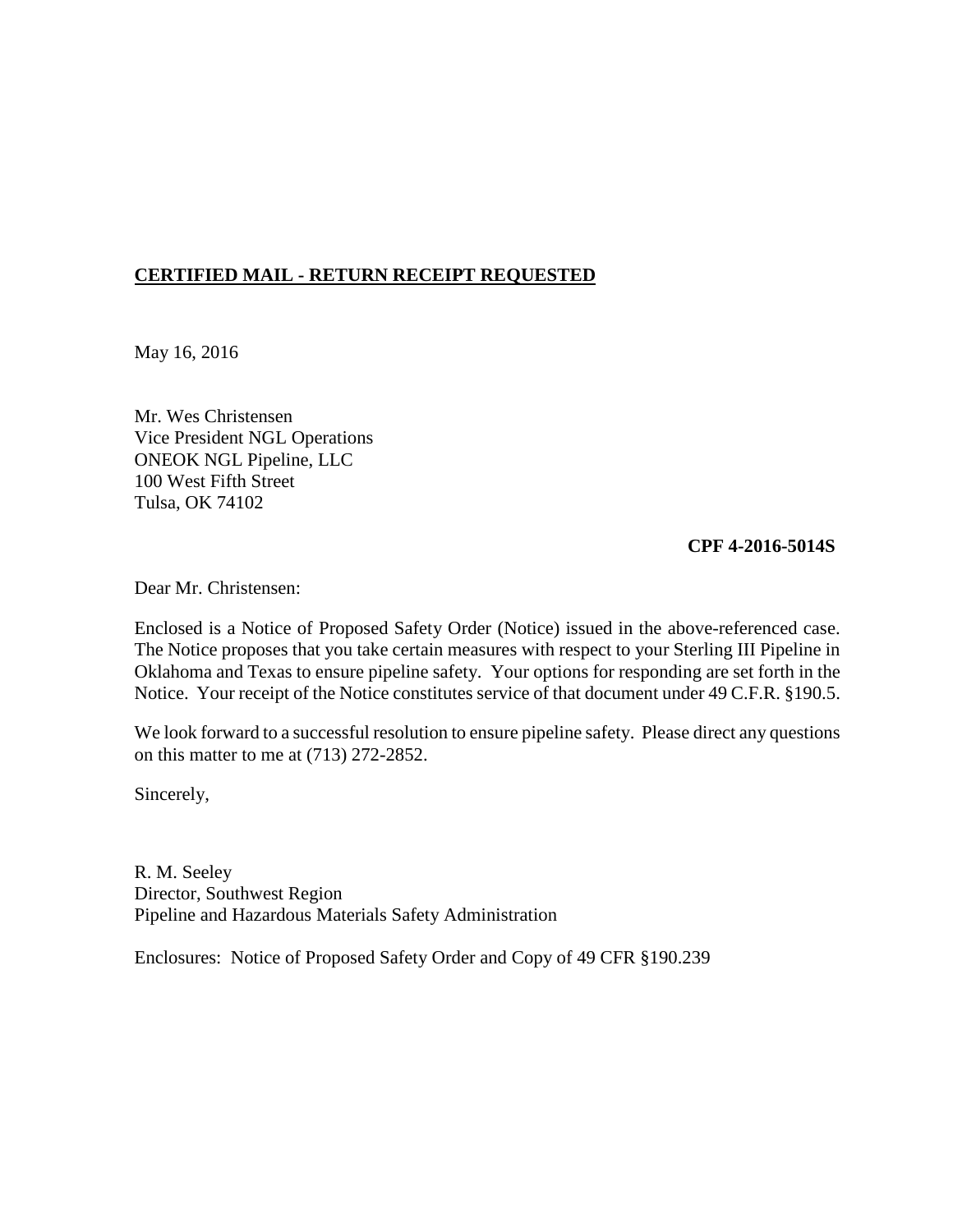**CERTIFIED MAIL - RETURN RECEIPT REQUESTED**

May 16, 2016

Mr. Wes Christensen
Vice President NGL Operations
ONEOK NGL Pipeline, LLC
100 West Fifth Street
Tulsa, OK 74102

**CPF 4-2016-5014S**

Dear Mr. Christensen:

Enclosed is a Notice of Proposed Safety Order (Notice) issued in the above-referenced case. The Notice proposes that you take certain measures with respect to your Sterling III Pipeline in Oklahoma and Texas to ensure pipeline safety. Your options for responding are set forth in the Notice. Your receipt of the Notice constitutes service of that document under 49 C.F.R. §190.5.

We look forward to a successful resolution to ensure pipeline safety. Please direct any questions on this matter to me at (713) 272-2852.

Sincerely,

R. M. Seeley
Director, Southwest Region
Pipeline and Hazardous Materials Safety Administration

Enclosures: Notice of Proposed Safety Order and Copy of 49 CFR §190.239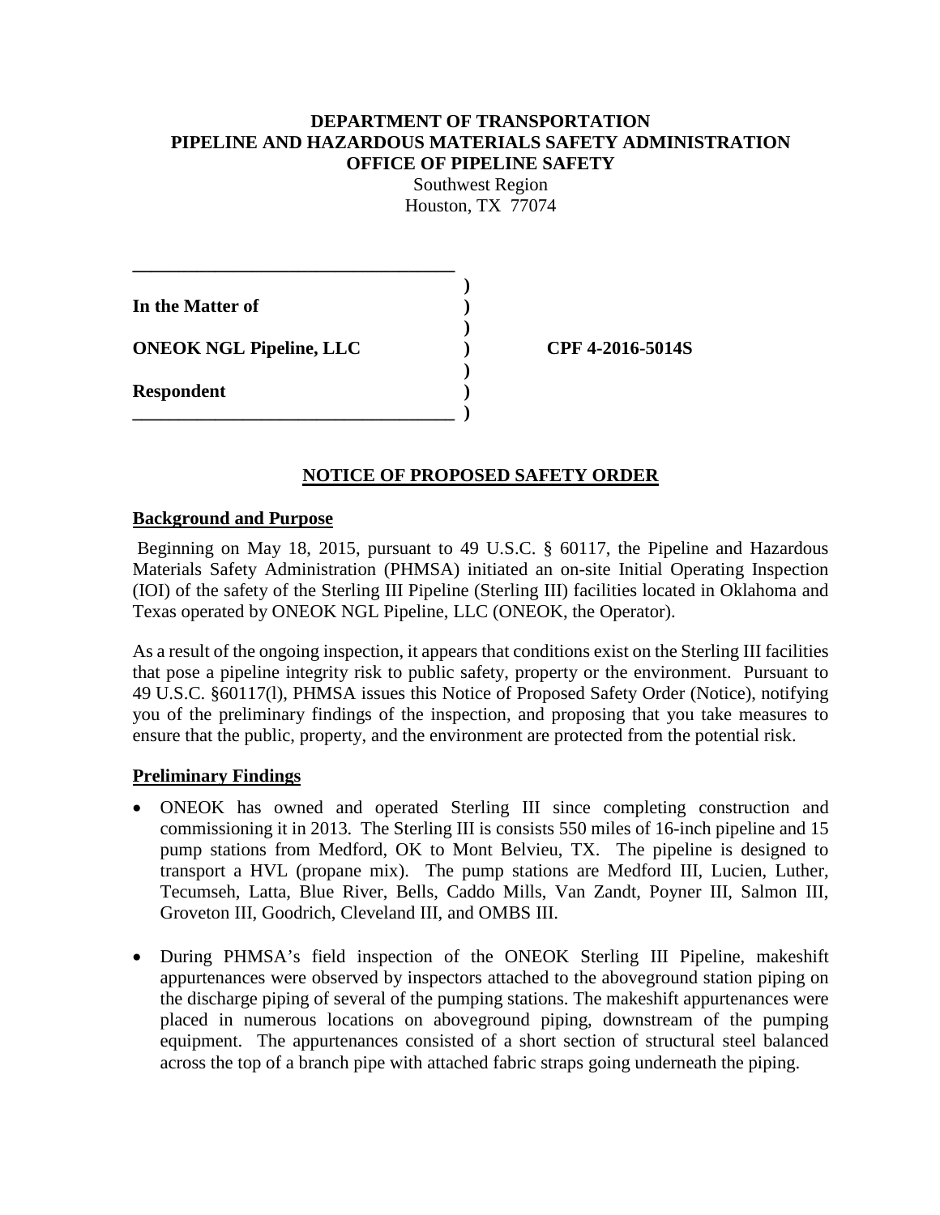**DEPARTMENT OF TRANSPORTATION**
**PIPELINE AND HAZARDOUS MATERIALS SAFETY ADMINISTRATION**
**OFFICE OF PIPELINE SAFETY**
Southwest Region
Houston, TX 77074

| | | |
|---|---|---|
| **In the Matter of** | ) | |
| **ONEOK NGL Pipeline, LLC** | ) | **CPF 4-2016-5014S** |
| **Respondent** | ) | |

## NOTICE OF PROPOSED SAFETY ORDER

### Background and Purpose

Beginning on May 18, 2015, pursuant to 49 U.S.C. § 60117, the Pipeline and Hazardous Materials Safety Administration (PHMSA) initiated an on-site Initial Operating Inspection (IOI) of the safety of the Sterling III Pipeline (Sterling III) facilities located in Oklahoma and Texas operated by ONEOK NGL Pipeline, LLC (ONEOK, the Operator).

As a result of the ongoing inspection, it appears that conditions exist on the Sterling III facilities that pose a pipeline integrity risk to public safety, property or the environment. Pursuant to 49 U.S.C. §60117(l), PHMSA issues this Notice of Proposed Safety Order (Notice), notifying you of the preliminary findings of the inspection, and proposing that you take measures to ensure that the public, property, and the environment are protected from the potential risk.

### Preliminary Findings

- ONEOK has owned and operated Sterling III since completing construction and commissioning it in 2013. The Sterling III is consists 550 miles of 16-inch pipeline and 15 pump stations from Medford, OK to Mont Belvieu, TX. The pipeline is designed to transport a HVL (propane mix). The pump stations are Medford III, Lucien, Luther, Tecumseh, Latta, Blue River, Bells, Caddo Mills, Van Zandt, Poyner III, Salmon III, Groveton III, Goodrich, Cleveland III, and OMBS III.

- During PHMSA's field inspection of the ONEOK Sterling III Pipeline, makeshift appurtenances were observed by inspectors attached to the aboveground station piping on the discharge piping of several of the pumping stations. The makeshift appurtenances were placed in numerous locations on aboveground piping, downstream of the pumping equipment. The appurtenances consisted of a short section of structural steel balanced across the top of a branch pipe with attached fabric straps going underneath the piping.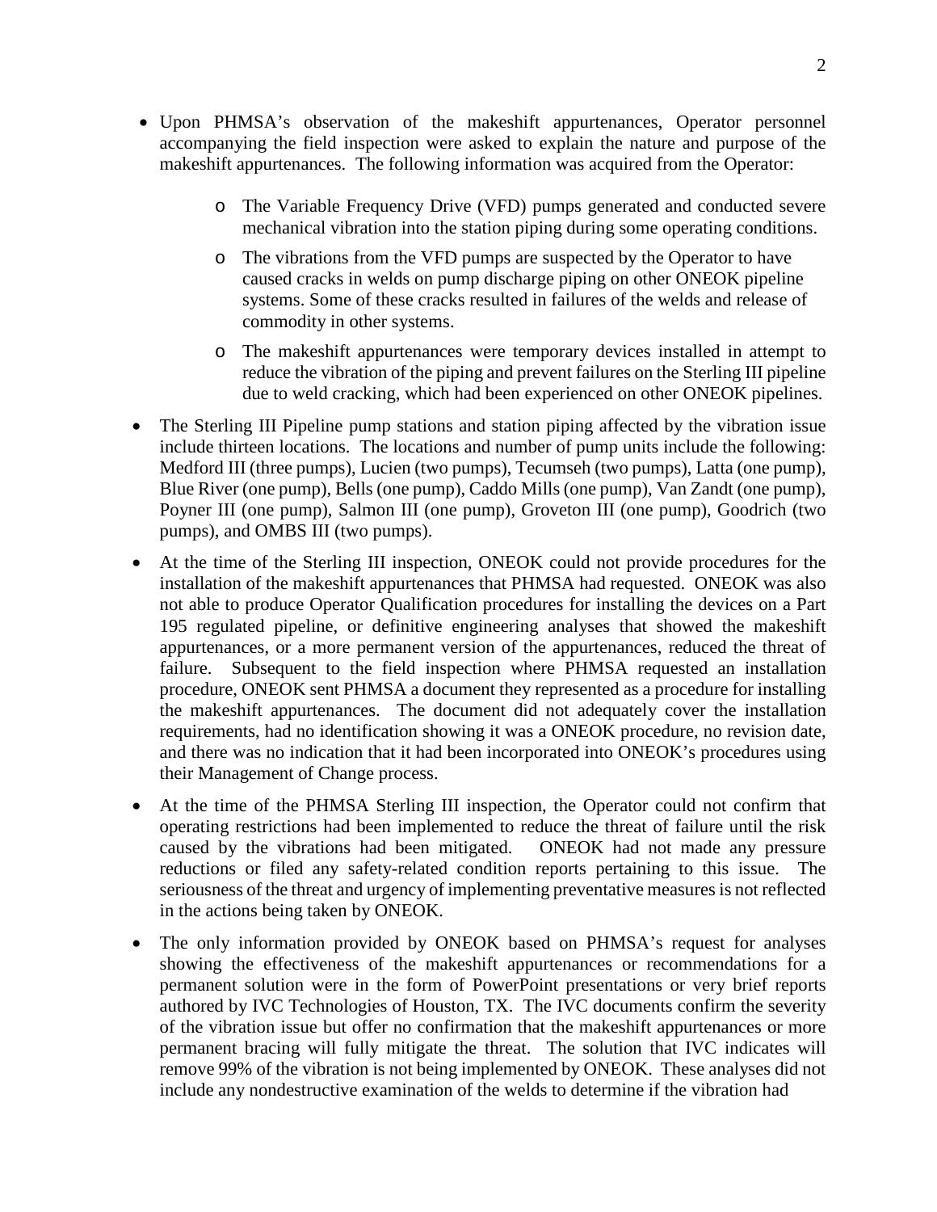- Upon PHMSA's observation of the makeshift appurtenances, Operator personnel accompanying the field inspection were asked to explain the nature and purpose of the makeshift appurtenances. The following information was acquired from the Operator:
  - The Variable Frequency Drive (VFD) pumps generated and conducted severe mechanical vibration into the station piping during some operating conditions.
  - The vibrations from the VFD pumps are suspected by the Operator to have caused cracks in welds on pump discharge piping on other ONEOK pipeline systems. Some of these cracks resulted in failures of the welds and release of commodity in other systems.
  - The makeshift appurtenances were temporary devices installed in attempt to reduce the vibration of the piping and prevent failures on the Sterling III pipeline due to weld cracking, which had been experienced on other ONEOK pipelines.
- The Sterling III Pipeline pump stations and station piping affected by the vibration issue include thirteen locations. The locations and number of pump units include the following: Medford III (three pumps), Lucien (two pumps), Tecumseh (two pumps), Latta (one pump), Blue River (one pump), Bells (one pump), Caddo Mills (one pump), Van Zandt (one pump), Poyner III (one pump), Salmon III (one pump), Groveton III (one pump), Goodrich (two pumps), and OMBS III (two pumps).
- At the time of the Sterling III inspection, ONEOK could not provide procedures for the installation of the makeshift appurtenances that PHMSA had requested. ONEOK was also not able to produce Operator Qualification procedures for installing the devices on a Part 195 regulated pipeline, or definitive engineering analyses that showed the makeshift appurtenances, or a more permanent version of the appurtenances, reduced the threat of failure. Subsequent to the field inspection where PHMSA requested an installation procedure, ONEOK sent PHMSA a document they represented as a procedure for installing the makeshift appurtenances. The document did not adequately cover the installation requirements, had no identification showing it was a ONEOK procedure, no revision date, and there was no indication that it had been incorporated into ONEOK's procedures using their Management of Change process.
- At the time of the PHMSA Sterling III inspection, the Operator could not confirm that operating restrictions had been implemented to reduce the threat of failure until the risk caused by the vibrations had been mitigated. ONEOK had not made any pressure reductions or filed any safety-related condition reports pertaining to this issue. The seriousness of the threat and urgency of implementing preventative measures is not reflected in the actions being taken by ONEOK.
- The only information provided by ONEOK based on PHMSA's request for analyses showing the effectiveness of the makeshift appurtenances or recommendations for a permanent solution were in the form of PowerPoint presentations or very brief reports authored by IVC Technologies of Houston, TX. The IVC documents confirm the severity of the vibration issue but offer no confirmation that the makeshift appurtenances or more permanent bracing will fully mitigate the threat. The solution that IVC indicates will remove 99% of the vibration is not being implemented by ONEOK. These analyses did not include any nondestructive examination of the welds to determine if the vibration had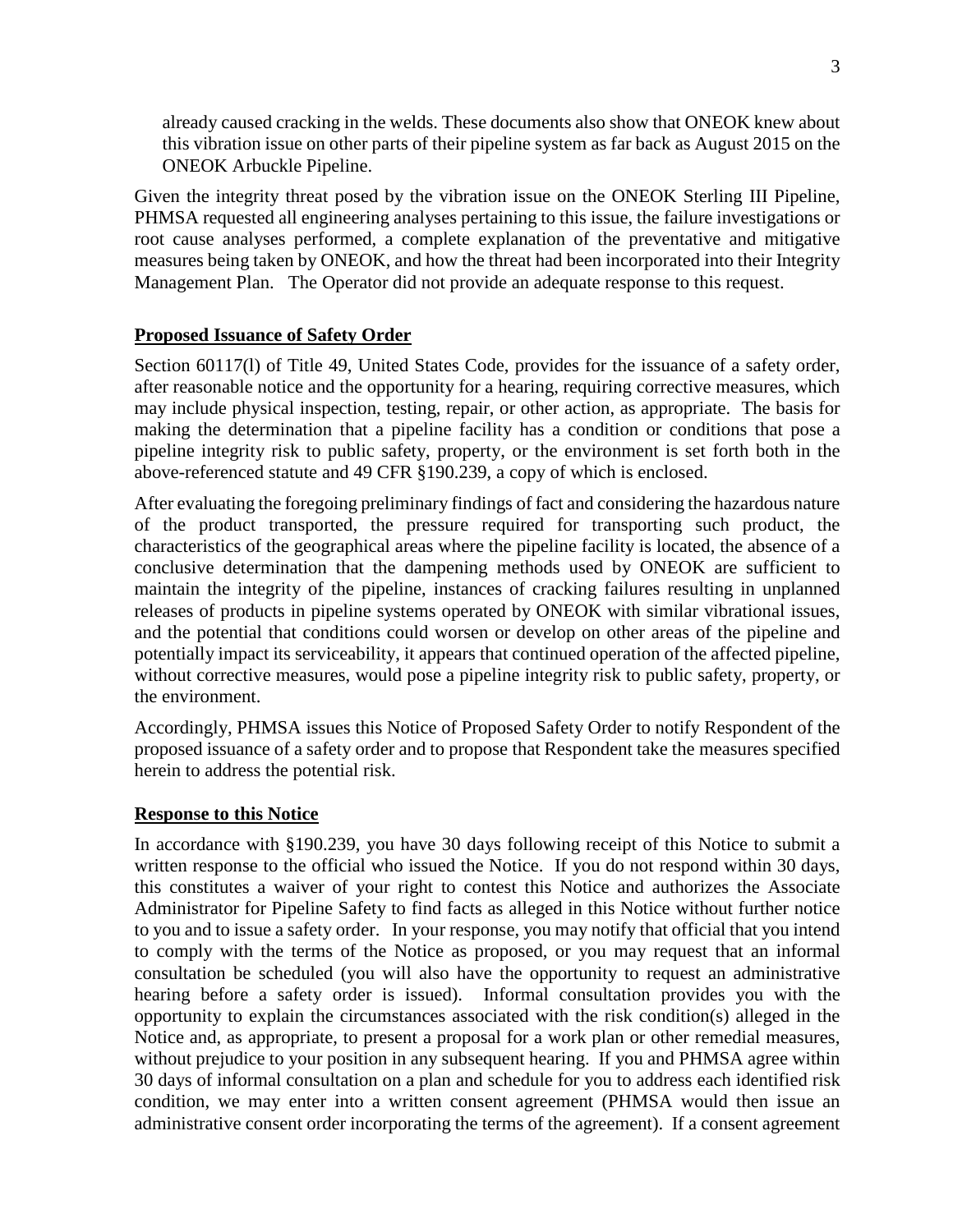already caused cracking in the welds. These documents also show that ONEOK knew about this vibration issue on other parts of their pipeline system as far back as August 2015 on the ONEOK Arbuckle Pipeline.

Given the integrity threat posed by the vibration issue on the ONEOK Sterling III Pipeline, PHMSA requested all engineering analyses pertaining to this issue, the failure investigations or root cause analyses performed, a complete explanation of the preventative and mitigative measures being taken by ONEOK, and how the threat had been incorporated into their Integrity Management Plan. The Operator did not provide an adequate response to this request.

**Proposed Issuance of Safety Order**

Section 60117(l) of Title 49, United States Code, provides for the issuance of a safety order, after reasonable notice and the opportunity for a hearing, requiring corrective measures, which may include physical inspection, testing, repair, or other action, as appropriate. The basis for making the determination that a pipeline facility has a condition or conditions that pose a pipeline integrity risk to public safety, property, or the environment is set forth both in the above-referenced statute and 49 CFR §190.239, a copy of which is enclosed.

After evaluating the foregoing preliminary findings of fact and considering the hazardous nature of the product transported, the pressure required for transporting such product, the characteristics of the geographical areas where the pipeline facility is located, the absence of a conclusive determination that the dampening methods used by ONEOK are sufficient to maintain the integrity of the pipeline, instances of cracking failures resulting in unplanned releases of products in pipeline systems operated by ONEOK with similar vibrational issues, and the potential that conditions could worsen or develop on other areas of the pipeline and potentially impact its serviceability, it appears that continued operation of the affected pipeline, without corrective measures, would pose a pipeline integrity risk to public safety, property, or the environment.

Accordingly, PHMSA issues this Notice of Proposed Safety Order to notify Respondent of the proposed issuance of a safety order and to propose that Respondent take the measures specified herein to address the potential risk.

**Response to this Notice**

In accordance with §190.239, you have 30 days following receipt of this Notice to submit a written response to the official who issued the Notice. If you do not respond within 30 days, this constitutes a waiver of your right to contest this Notice and authorizes the Associate Administrator for Pipeline Safety to find facts as alleged in this Notice without further notice to you and to issue a safety order. In your response, you may notify that official that you intend to comply with the terms of the Notice as proposed, or you may request that an informal consultation be scheduled (you will also have the opportunity to request an administrative hearing before a safety order is issued). Informal consultation provides you with the opportunity to explain the circumstances associated with the risk condition(s) alleged in the Notice and, as appropriate, to present a proposal for a work plan or other remedial measures, without prejudice to your position in any subsequent hearing. If you and PHMSA agree within 30 days of informal consultation on a plan and schedule for you to address each identified risk condition, we may enter into a written consent agreement (PHMSA would then issue an administrative consent order incorporating the terms of the agreement). If a consent agreement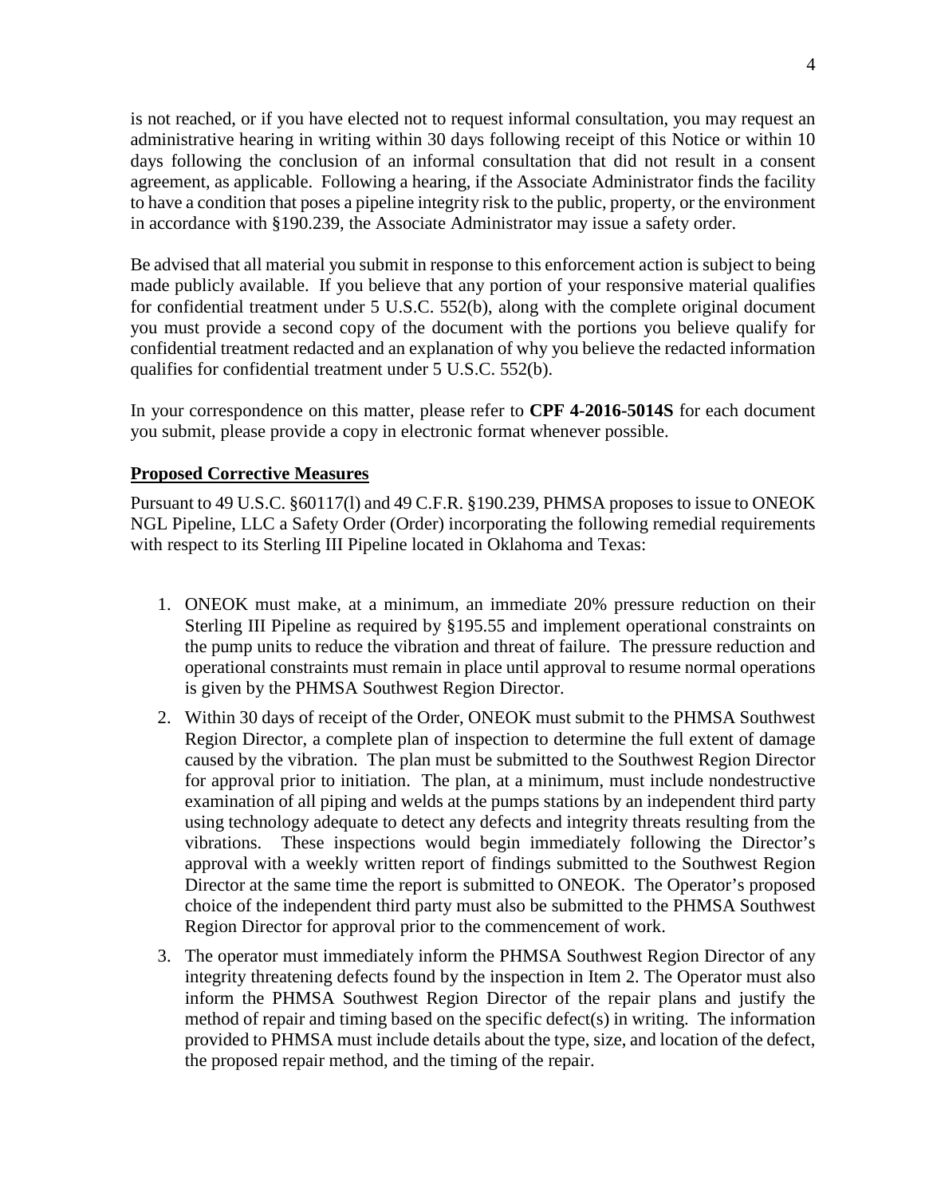is not reached, or if you have elected not to request informal consultation, you may request an administrative hearing in writing within 30 days following receipt of this Notice or within 10 days following the conclusion of an informal consultation that did not result in a consent agreement, as applicable. Following a hearing, if the Associate Administrator finds the facility to have a condition that poses a pipeline integrity risk to the public, property, or the environment in accordance with §190.239, the Associate Administrator may issue a safety order.

Be advised that all material you submit in response to this enforcement action is subject to being made publicly available. If you believe that any portion of your responsive material qualifies for confidential treatment under 5 U.S.C. 552(b), along with the complete original document you must provide a second copy of the document with the portions you believe qualify for confidential treatment redacted and an explanation of why you believe the redacted information qualifies for confidential treatment under 5 U.S.C. 552(b).

In your correspondence on this matter, please refer to **CPF 4-2016-5014S** for each document you submit, please provide a copy in electronic format whenever possible.

**Proposed Corrective Measures**

Pursuant to 49 U.S.C. §60117(l) and 49 C.F.R. §190.239, PHMSA proposes to issue to ONEOK NGL Pipeline, LLC a Safety Order (Order) incorporating the following remedial requirements with respect to its Sterling III Pipeline located in Oklahoma and Texas:

1. ONEOK must make, at a minimum, an immediate 20% pressure reduction on their Sterling III Pipeline as required by §195.55 and implement operational constraints on the pump units to reduce the vibration and threat of failure. The pressure reduction and operational constraints must remain in place until approval to resume normal operations is given by the PHMSA Southwest Region Director.
2. Within 30 days of receipt of the Order, ONEOK must submit to the PHMSA Southwest Region Director, a complete plan of inspection to determine the full extent of damage caused by the vibration. The plan must be submitted to the Southwest Region Director for approval prior to initiation. The plan, at a minimum, must include nondestructive examination of all piping and welds at the pumps stations by an independent third party using technology adequate to detect any defects and integrity threats resulting from the vibrations. These inspections would begin immediately following the Director's approval with a weekly written report of findings submitted to the Southwest Region Director at the same time the report is submitted to ONEOK. The Operator's proposed choice of the independent third party must also be submitted to the PHMSA Southwest Region Director for approval prior to the commencement of work.
3. The operator must immediately inform the PHMSA Southwest Region Director of any integrity threatening defects found by the inspection in Item 2. The Operator must also inform the PHMSA Southwest Region Director of the repair plans and justify the method of repair and timing based on the specific defect(s) in writing. The information provided to PHMSA must include details about the type, size, and location of the defect, the proposed repair method, and the timing of the repair.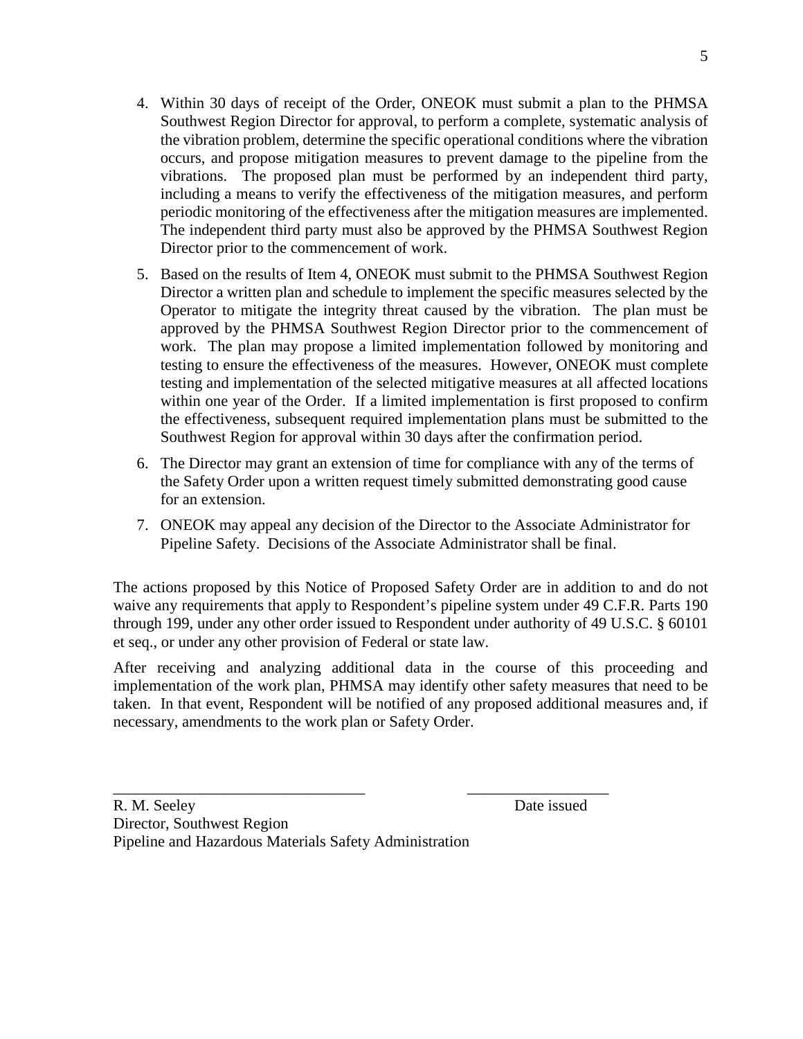4. Within 30 days of receipt of the Order, ONEOK must submit a plan to the PHMSA Southwest Region Director for approval, to perform a complete, systematic analysis of the vibration problem, determine the specific operational conditions where the vibration occurs, and propose mitigation measures to prevent damage to the pipeline from the vibrations. The proposed plan must be performed by an independent third party, including a means to verify the effectiveness of the mitigation measures, and perform periodic monitoring of the effectiveness after the mitigation measures are implemented. The independent third party must also be approved by the PHMSA Southwest Region Director prior to the commencement of work.

5. Based on the results of Item 4, ONEOK must submit to the PHMSA Southwest Region Director a written plan and schedule to implement the specific measures selected by the Operator to mitigate the integrity threat caused by the vibration. The plan must be approved by the PHMSA Southwest Region Director prior to the commencement of work. The plan may propose a limited implementation followed by monitoring and testing to ensure the effectiveness of the measures. However, ONEOK must complete testing and implementation of the selected mitigative measures at all affected locations within one year of the Order. If a limited implementation is first proposed to confirm the effectiveness, subsequent required implementation plans must be submitted to the Southwest Region for approval within 30 days after the confirmation period.

6. The Director may grant an extension of time for compliance with any of the terms of the Safety Order upon a written request timely submitted demonstrating good cause for an extension.

7. ONEOK may appeal any decision of the Director to the Associate Administrator for Pipeline Safety. Decisions of the Associate Administrator shall be final.

The actions proposed by this Notice of Proposed Safety Order are in addition to and do not waive any requirements that apply to Respondent's pipeline system under 49 C.F.R. Parts 190 through 199, under any other order issued to Respondent under authority of 49 U.S.C. § 60101 et seq., or under any other provision of Federal or state law.

After receiving and analyzing additional data in the course of this proceeding and implementation of the work plan, PHMSA may identify other safety measures that need to be taken. In that event, Respondent will be notified of any proposed additional measures and, if necessary, amendments to the work plan or Safety Order.

_______________________________ _________________

R. M. Seeley Date issued

Director, Southwest Region

Pipeline and Hazardous Materials Safety Administration